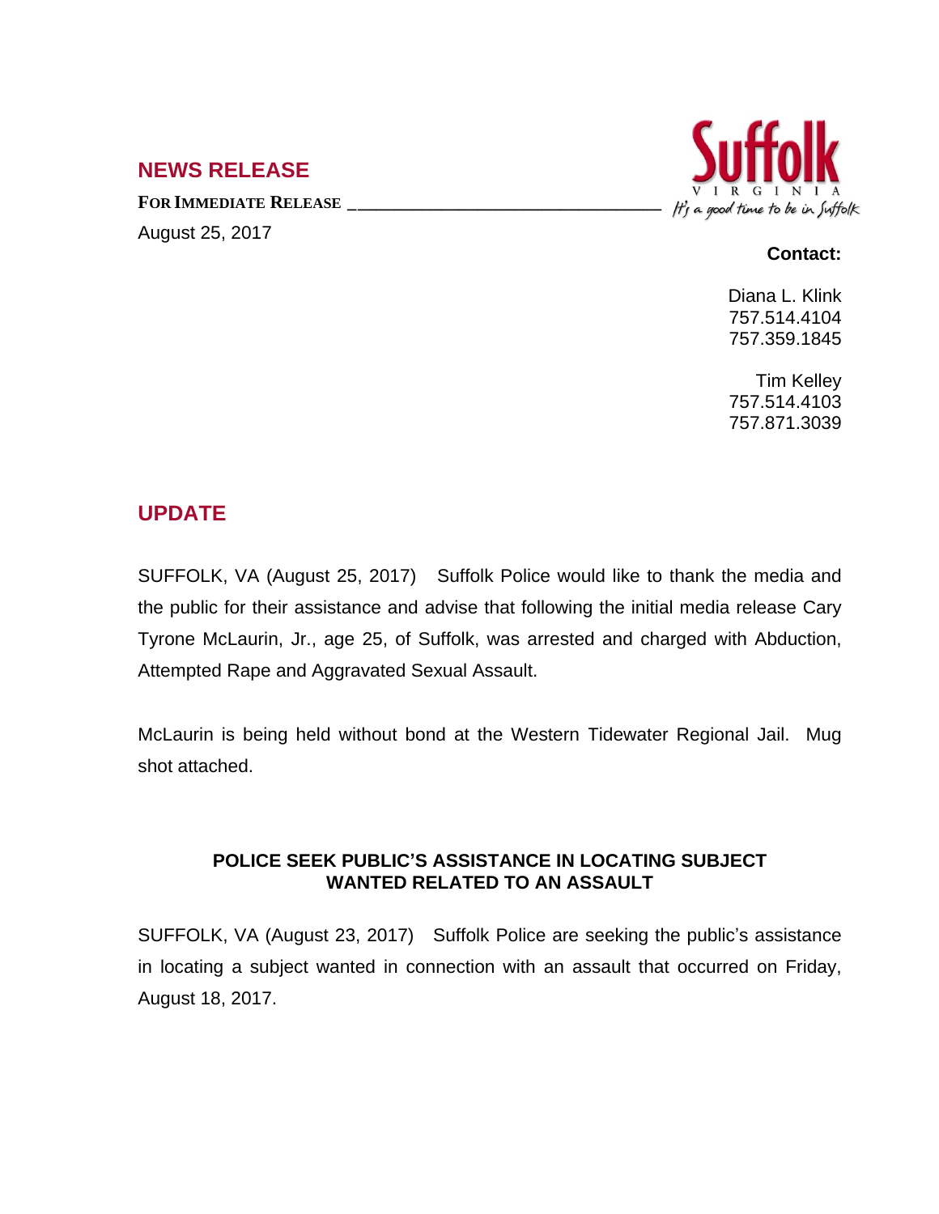## NEWS RELEASE

**FOR IMMEDIATE RELEASE**

August 25, 2017

Suffolk
VIRGINIA
*It's a good time to be in Suffolk*

**Contact:**

Diana L. Klink
757.514.4104
757.359.1845

Tim Kelley
757.514.4103
757.871.3039

## UPDATE

SUFFOLK, VA (August 25, 2017) Suffolk Police would like to thank the media and the public for their assistance and advise that following the initial media release Cary Tyrone McLaurin, Jr., age 25, of Suffolk, was arrested and charged with Abduction, Attempted Rape and Aggravated Sexual Assault.

McLaurin is being held without bond at the Western Tidewater Regional Jail. Mug shot attached.

### POLICE SEEK PUBLIC'S ASSISTANCE IN LOCATING SUBJECT WANTED RELATED TO AN ASSAULT

SUFFOLK, VA (August 23, 2017) Suffolk Police are seeking the public's assistance in locating a subject wanted in connection with an assault that occurred on Friday, August 18, 2017.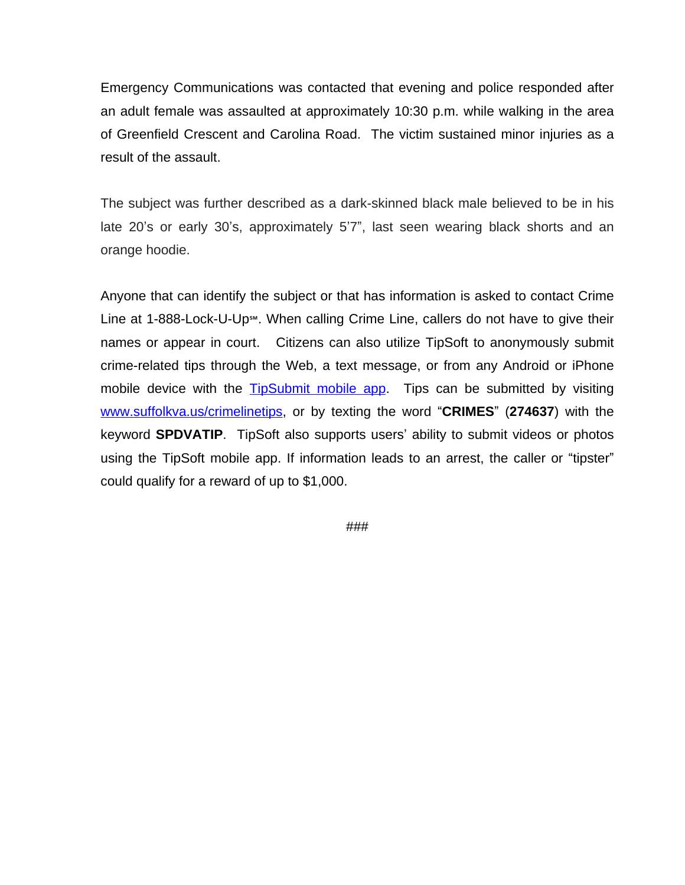Emergency Communications was contacted that evening and police responded after an adult female was assaulted at approximately 10:30 p.m. while walking in the area of Greenfield Crescent and Carolina Road. The victim sustained minor injuries as a result of the assault.

The subject was further described as a dark-skinned black male believed to be in his late 20's or early 30's, approximately 5'7", last seen wearing black shorts and an orange hoodie.

Anyone that can identify the subject or that has information is asked to contact Crime Line at 1-888-Lock-U-Up℠. When calling Crime Line, callers do not have to give their names or appear in court. Citizens can also utilize TipSoft to anonymously submit crime-related tips through the Web, a text message, or from any Android or iPhone mobile device with the TipSubmit mobile app. Tips can be submitted by visiting www.suffolkva.us/crimelinetips, or by texting the word "**CRIMES**" (**274637**) with the keyword **SPDVATIP**. TipSoft also supports users' ability to submit videos or photos using the TipSoft mobile app. If information leads to an arrest, the caller or "tipster" could qualify for a reward of up to $1,000.

###